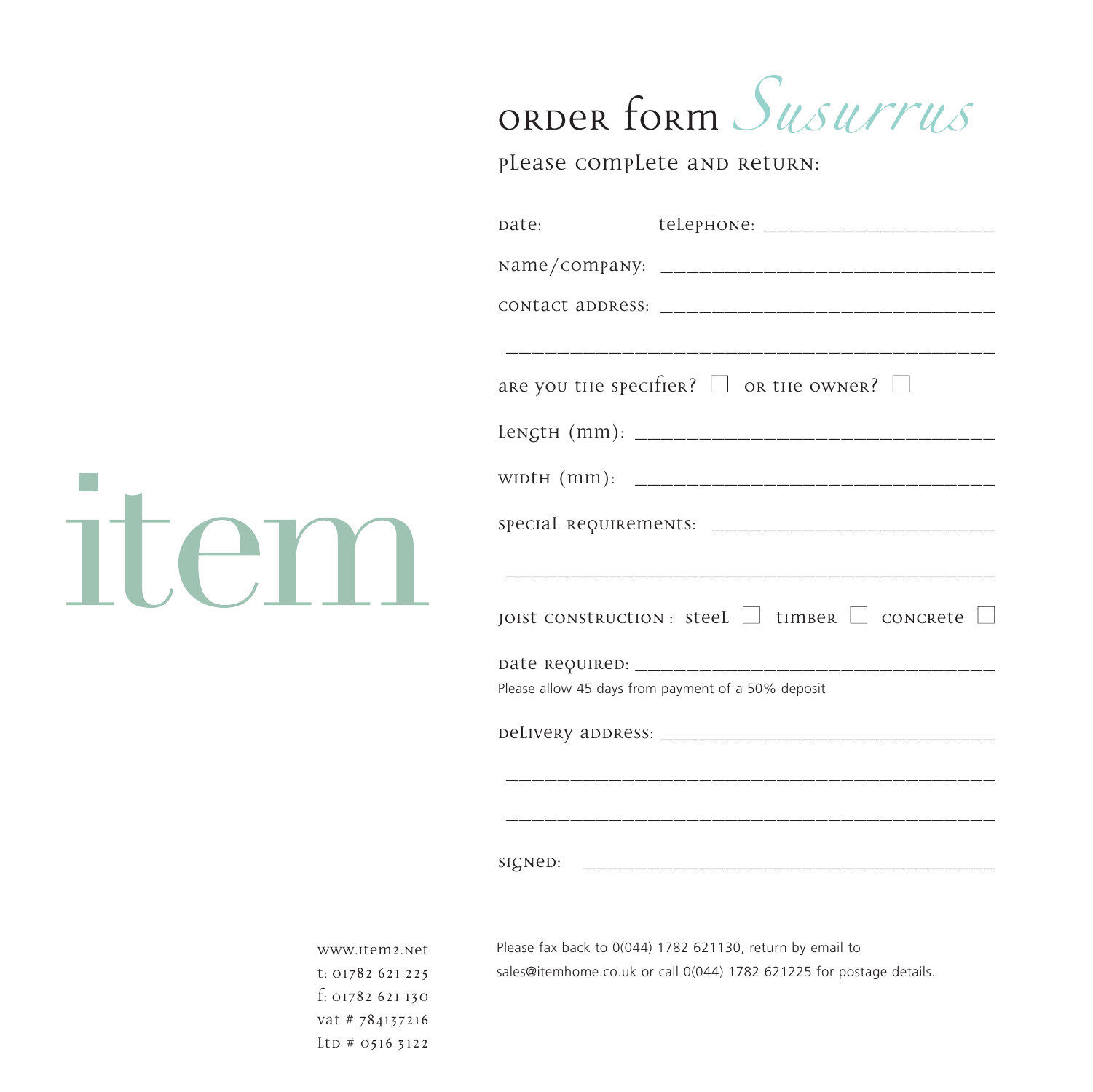# order form *Susurrus*

please complete and return:

date: telephone: ______________________

name/company: ______________________________

contact address: ______________________________

__________________________________________

are you the specifier? ☐ or the owner? ☐

length (mm): ________________________________

width (mm): ________________________________

special requirements: ___________________________

__________________________________________

joist construction : steel ☐ timber ☐ concrete ☐

date required: _________________________________

Please allow 45 days from payment of a 50% deposit

delivery address: ______________________________

__________________________________________

__________________________________________

signed: ______________________________________

item

www.item2.net
t: 01782 621 225
f: 01782 621 130
vat # 784137216
Ltd # 0516 3122

Please fax back to 0(044) 1782 621130, return by email to sales@itemhome.co.uk or call 0(044) 1782 621225 for postage details.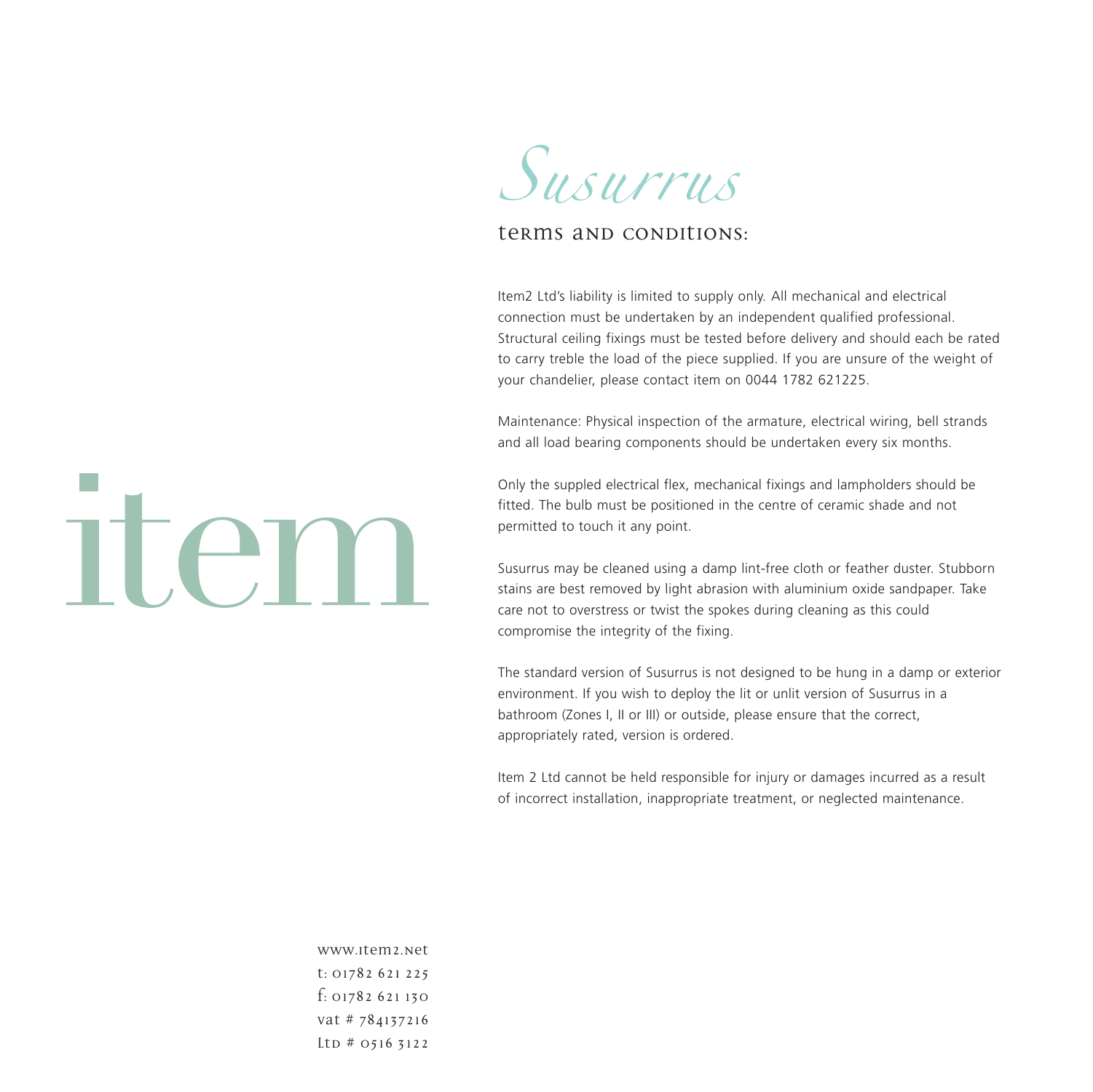# *Susurrus*

## terms and conditions:

Item2 Ltd's liability is limited to supply only. All mechanical and electrical connection must be undertaken by an independent qualified professional. Structural ceiling fixings must be tested before delivery and should each be rated to carry treble the load of the piece supplied. If you are unsure of the weight of your chandelier, please contact item on 0044 1782 621225.

Maintenance: Physical inspection of the armature, electrical wiring, bell strands and all load bearing components should be undertaken every six months.

Only the suppled electrical flex, mechanical fixings and lampholders should be fitted. The bulb must be positioned in the centre of ceramic shade and not permitted to touch it any point.

Susurrus may be cleaned using a damp lint-free cloth or feather duster. Stubborn stains are best removed by light abrasion with aluminium oxide sandpaper. Take care not to overstress or twist the spokes during cleaning as this could compromise the integrity of the fixing.

The standard version of Susurrus is not designed to be hung in a damp or exterior environment. If you wish to deploy the lit or unlit version of Susurrus in a bathroom (Zones I, II or III) or outside, please ensure that the correct, appropriately rated, version is ordered.

Item 2 Ltd cannot be held responsible for injury or damages incurred as a result of incorrect installation, inappropriate treatment, or neglected maintenance.

item

www.item2.net
t: 01782 621 225
f: 01782 621 130
vat # 784137216
Ltd # 0516 3122